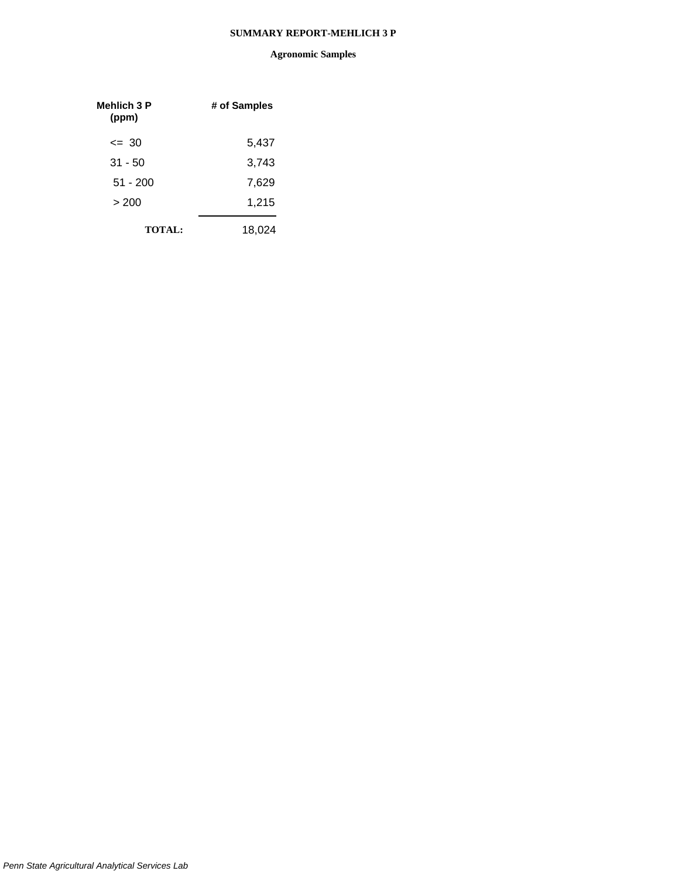# SUMMARY REPORT-MEHLICH 3 P

## Agronomic Samples

| Mehlich 3 P (ppm) | # of Samples |
|---|---|
| <= 30 | 5,437 |
| 31 - 50 | 3,743 |
| 51 - 200 | 7,629 |
| > 200 | 1,215 |
| **TOTAL:** | 18,024 |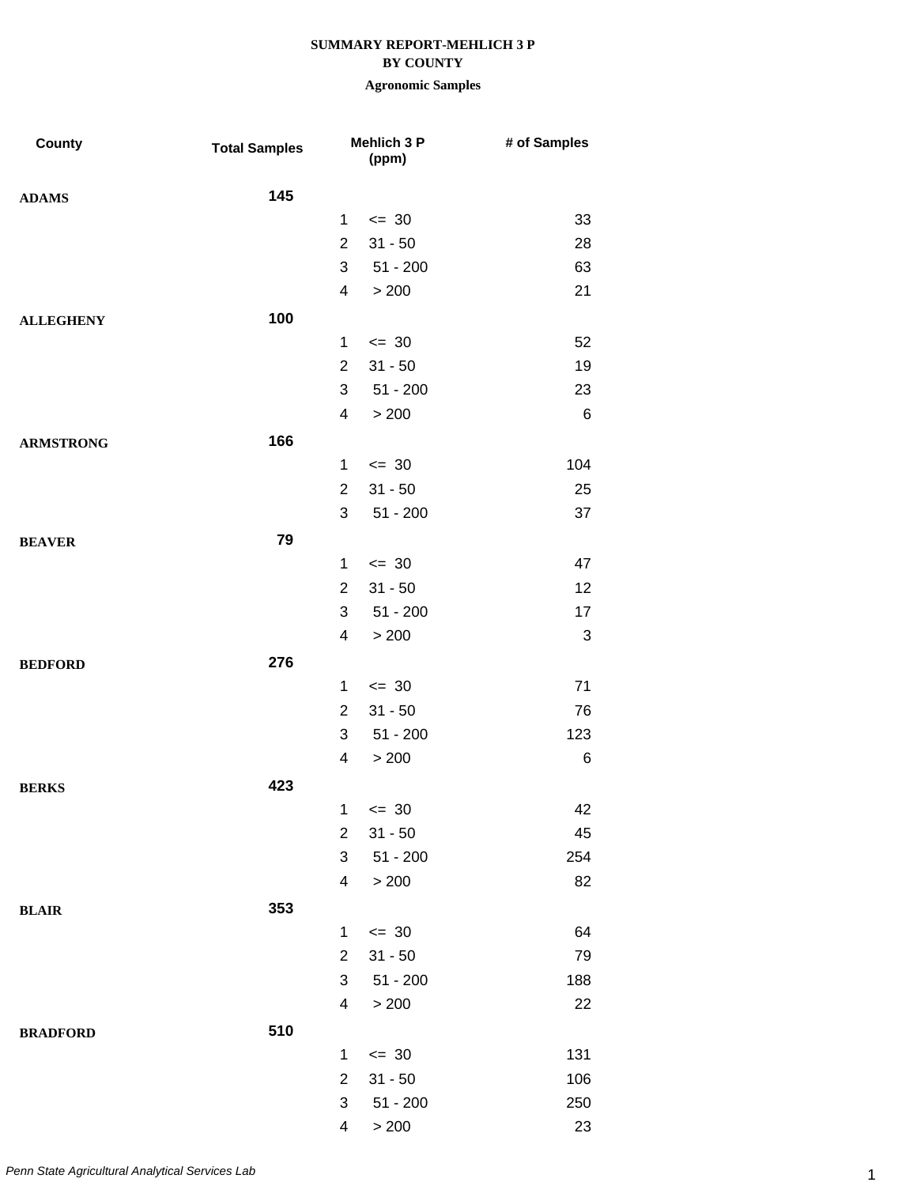**SUMMARY REPORT-MEHLICH 3 P**
**BY COUNTY**
**Agronomic Samples**

| County | Total Samples | Mehlich 3 P (ppm) | | # of Samples |
|---|---|---|---|---|
| **ADAMS** | **145** | | | |
| | | 1 | <= 30 | 33 |
| | | 2 | 31 - 50 | 28 |
| | | 3 | 51 - 200 | 63 |
| | | 4 | > 200 | 21 |
| **ALLEGHENY** | **100** | | | |
| | | 1 | <= 30 | 52 |
| | | 2 | 31 - 50 | 19 |
| | | 3 | 51 - 200 | 23 |
| | | 4 | > 200 | 6 |
| **ARMSTRONG** | **166** | | | |
| | | 1 | <= 30 | 104 |
| | | 2 | 31 - 50 | 25 |
| | | 3 | 51 - 200 | 37 |
| **BEAVER** | **79** | | | |
| | | 1 | <= 30 | 47 |
| | | 2 | 31 - 50 | 12 |
| | | 3 | 51 - 200 | 17 |
| | | 4 | > 200 | 3 |
| **BEDFORD** | **276** | | | |
| | | 1 | <= 30 | 71 |
| | | 2 | 31 - 50 | 76 |
| | | 3 | 51 - 200 | 123 |
| | | 4 | > 200 | 6 |
| **BERKS** | **423** | | | |
| | | 1 | <= 30 | 42 |
| | | 2 | 31 - 50 | 45 |
| | | 3 | 51 - 200 | 254 |
| | | 4 | > 200 | 82 |
| **BLAIR** | **353** | | | |
| | | 1 | <= 30 | 64 |
| | | 2 | 31 - 50 | 79 |
| | | 3 | 51 - 200 | 188 |
| | | 4 | > 200 | 22 |
| **BRADFORD** | **510** | | | |
| | | 1 | <= 30 | 131 |
| | | 2 | 31 - 50 | 106 |
| | | 3 | 51 - 200 | 250 |
| | | 4 | > 200 | 23 |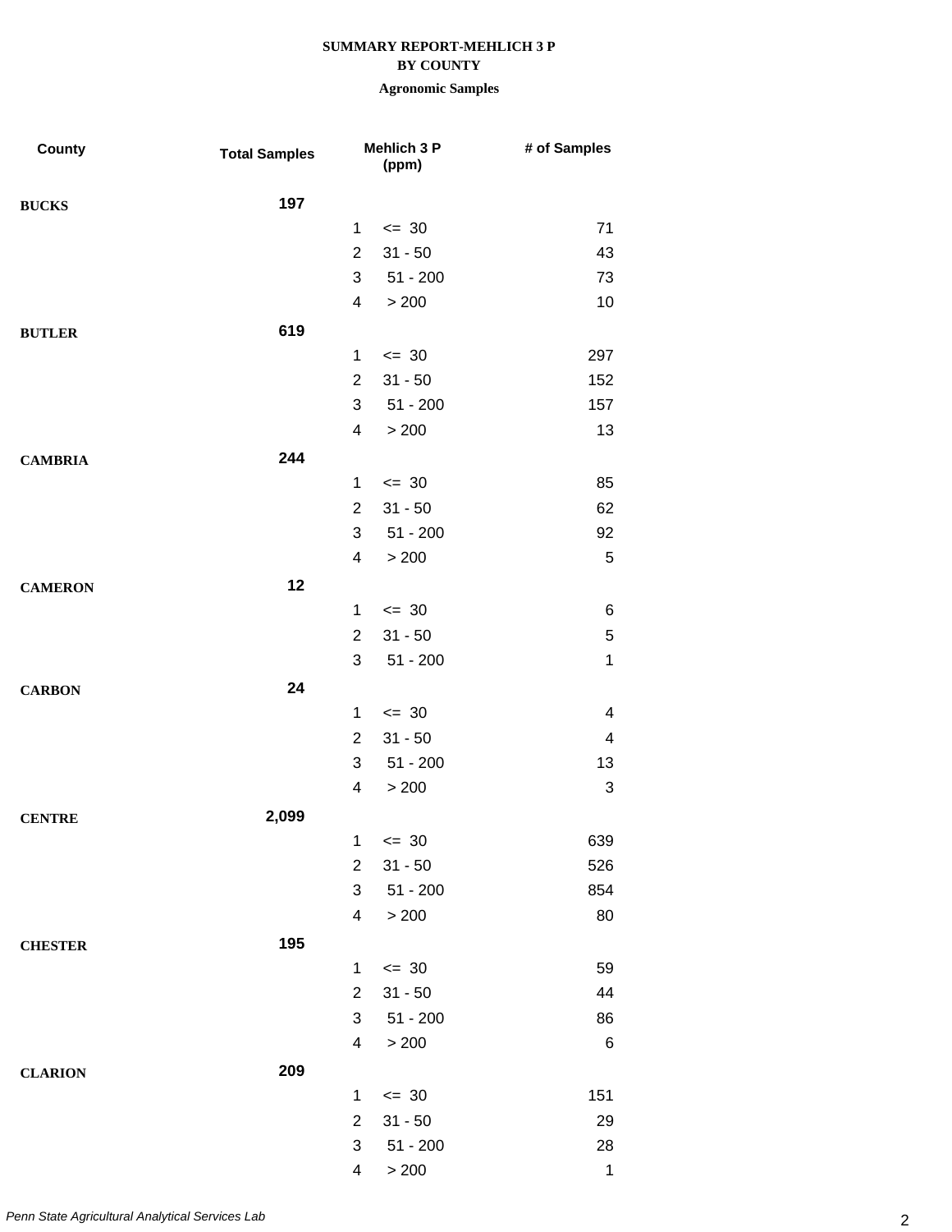**SUMMARY REPORT-MEHLICH 3 P**
**BY COUNTY**
**Agronomic Samples**

| County | Total Samples | Mehlich 3 P (ppm) | | # of Samples |
|---|---|---|---|---|
| **BUCKS** | **197** | | | |
| | | 1 | <= 30 | 71 |
| | | 2 | 31 - 50 | 43 |
| | | 3 | 51 - 200 | 73 |
| | | 4 | > 200 | 10 |
| **BUTLER** | **619** | | | |
| | | 1 | <= 30 | 297 |
| | | 2 | 31 - 50 | 152 |
| | | 3 | 51 - 200 | 157 |
| | | 4 | > 200 | 13 |
| **CAMBRIA** | **244** | | | |
| | | 1 | <= 30 | 85 |
| | | 2 | 31 - 50 | 62 |
| | | 3 | 51 - 200 | 92 |
| | | 4 | > 200 | 5 |
| **CAMERON** | **12** | | | |
| | | 1 | <= 30 | 6 |
| | | 2 | 31 - 50 | 5 |
| | | 3 | 51 - 200 | 1 |
| **CARBON** | **24** | | | |
| | | 1 | <= 30 | 4 |
| | | 2 | 31 - 50 | 4 |
| | | 3 | 51 - 200 | 13 |
| | | 4 | > 200 | 3 |
| **CENTRE** | **2,099** | | | |
| | | 1 | <= 30 | 639 |
| | | 2 | 31 - 50 | 526 |
| | | 3 | 51 - 200 | 854 |
| | | 4 | > 200 | 80 |
| **CHESTER** | **195** | | | |
| | | 1 | <= 30 | 59 |
| | | 2 | 31 - 50 | 44 |
| | | 3 | 51 - 200 | 86 |
| | | 4 | > 200 | 6 |
| **CLARION** | **209** | | | |
| | | 1 | <= 30 | 151 |
| | | 2 | 31 - 50 | 29 |
| | | 3 | 51 - 200 | 28 |
| | | 4 | > 200 | 1 |

*Penn State Agricultural Analytical Services Lab*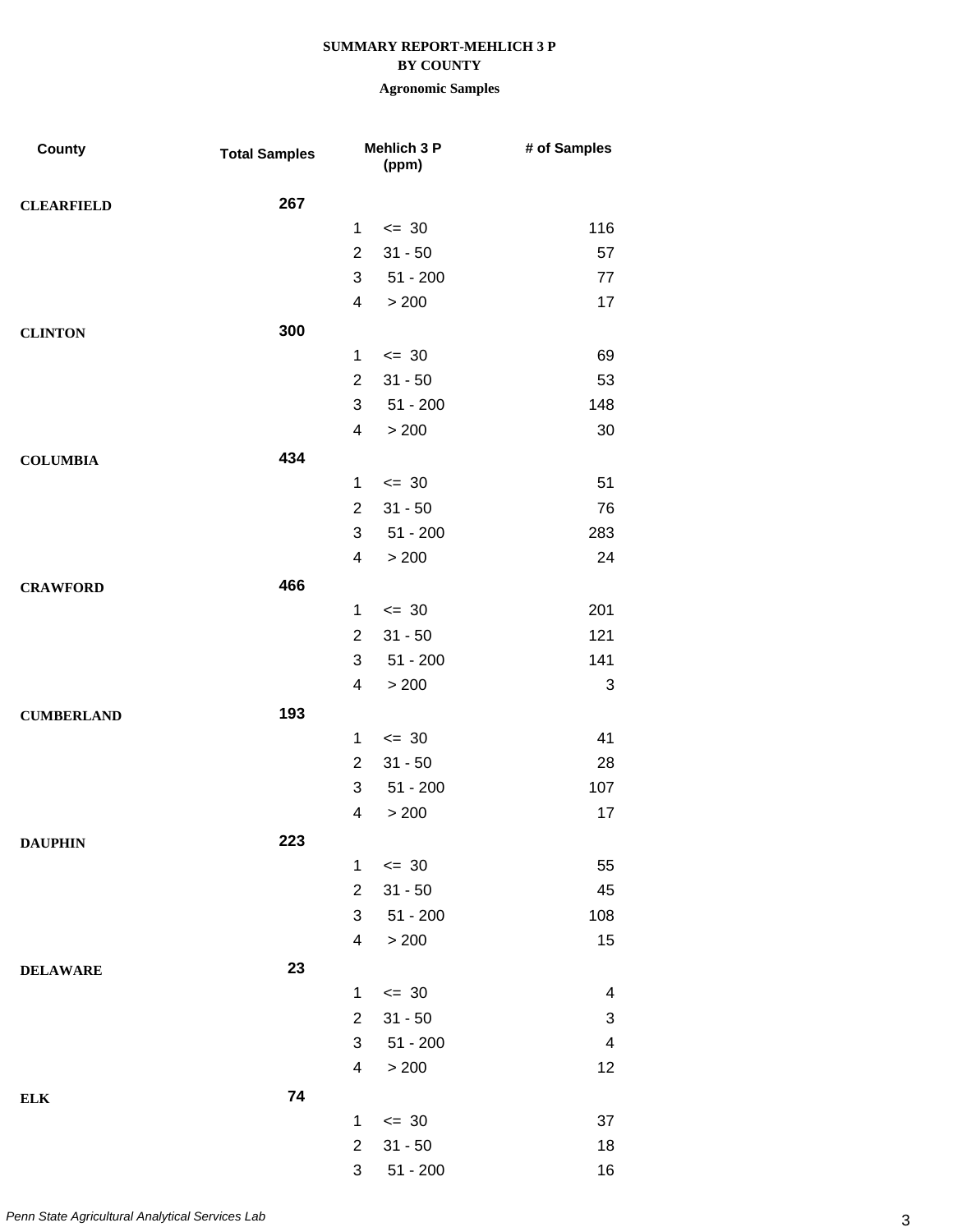# SUMMARY REPORT-MEHLICH 3 P
## BY COUNTY
### Agronomic Samples

| County | Total Samples | | Mehlich 3 P (ppm) | # of Samples |
|---|---|---|---|---|
| CLEARFIELD | 267 | | | |
| | | 1 | <= 30 | 116 |
| | | 2 | 31 - 50 | 57 |
| | | 3 | 51 - 200 | 77 |
| | | 4 | > 200 | 17 |
| CLINTON | 300 | | | |
| | | 1 | <= 30 | 69 |
| | | 2 | 31 - 50 | 53 |
| | | 3 | 51 - 200 | 148 |
| | | 4 | > 200 | 30 |
| COLUMBIA | 434 | | | |
| | | 1 | <= 30 | 51 |
| | | 2 | 31 - 50 | 76 |
| | | 3 | 51 - 200 | 283 |
| | | 4 | > 200 | 24 |
| CRAWFORD | 466 | | | |
| | | 1 | <= 30 | 201 |
| | | 2 | 31 - 50 | 121 |
| | | 3 | 51 - 200 | 141 |
| | | 4 | > 200 | 3 |
| CUMBERLAND | 193 | | | |
| | | 1 | <= 30 | 41 |
| | | 2 | 31 - 50 | 28 |
| | | 3 | 51 - 200 | 107 |
| | | 4 | > 200 | 17 |
| DAUPHIN | 223 | | | |
| | | 1 | <= 30 | 55 |
| | | 2 | 31 - 50 | 45 |
| | | 3 | 51 - 200 | 108 |
| | | 4 | > 200 | 15 |
| DELAWARE | 23 | | | |
| | | 1 | <= 30 | 4 |
| | | 2 | 31 - 50 | 3 |
| | | 3 | 51 - 200 | 4 |
| | | 4 | > 200 | 12 |
| ELK | 74 | | | |
| | | 1 | <= 30 | 37 |
| | | 2 | 31 - 50 | 18 |
| | | 3 | 51 - 200 | 16 |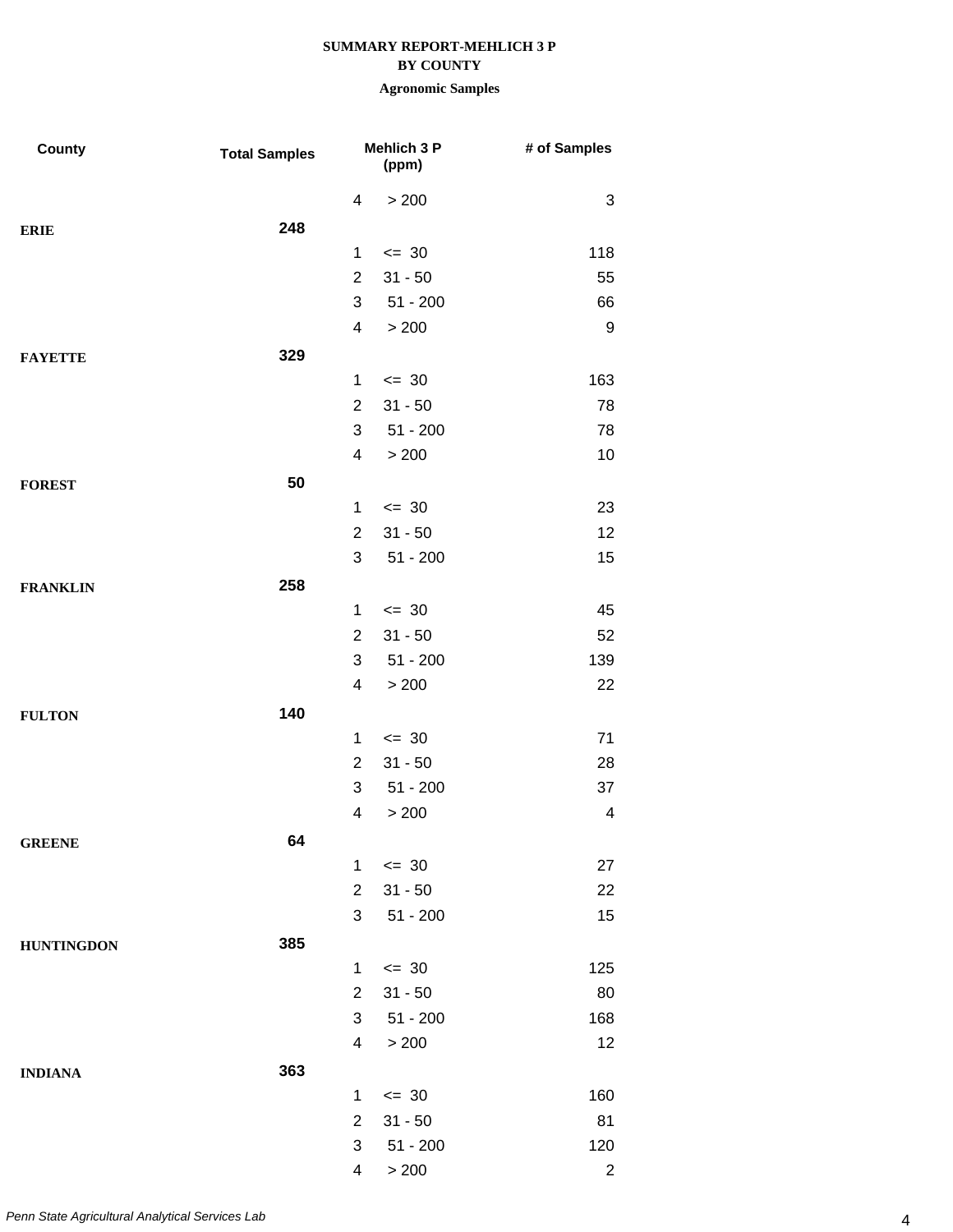**SUMMARY REPORT-MEHLICH 3 P**
**BY COUNTY**
**Agronomic Samples**

| County | Total Samples | | Mehlich 3 P (ppm) | # of Samples |
|---|---|---|---|---|
| | | 4 | > 200 | 3 |
| **ERIE** | **248** | | | |
| | | 1 | <= 30 | 118 |
| | | 2 | 31 - 50 | 55 |
| | | 3 | 51 - 200 | 66 |
| | | 4 | > 200 | 9 |
| **FAYETTE** | **329** | | | |
| | | 1 | <= 30 | 163 |
| | | 2 | 31 - 50 | 78 |
| | | 3 | 51 - 200 | 78 |
| | | 4 | > 200 | 10 |
| **FOREST** | **50** | | | |
| | | 1 | <= 30 | 23 |
| | | 2 | 31 - 50 | 12 |
| | | 3 | 51 - 200 | 15 |
| **FRANKLIN** | **258** | | | |
| | | 1 | <= 30 | 45 |
| | | 2 | 31 - 50 | 52 |
| | | 3 | 51 - 200 | 139 |
| | | 4 | > 200 | 22 |
| **FULTON** | **140** | | | |
| | | 1 | <= 30 | 71 |
| | | 2 | 31 - 50 | 28 |
| | | 3 | 51 - 200 | 37 |
| | | 4 | > 200 | 4 |
| **GREENE** | **64** | | | |
| | | 1 | <= 30 | 27 |
| | | 2 | 31 - 50 | 22 |
| | | 3 | 51 - 200 | 15 |
| **HUNTINGDON** | **385** | | | |
| | | 1 | <= 30 | 125 |
| | | 2 | 31 - 50 | 80 |
| | | 3 | 51 - 200 | 168 |
| | | 4 | > 200 | 12 |
| **INDIANA** | **363** | | | |
| | | 1 | <= 30 | 160 |
| | | 2 | 31 - 50 | 81 |
| | | 3 | 51 - 200 | 120 |
| | | 4 | > 200 | 2 |

*Penn State Agricultural Analytical Services Lab*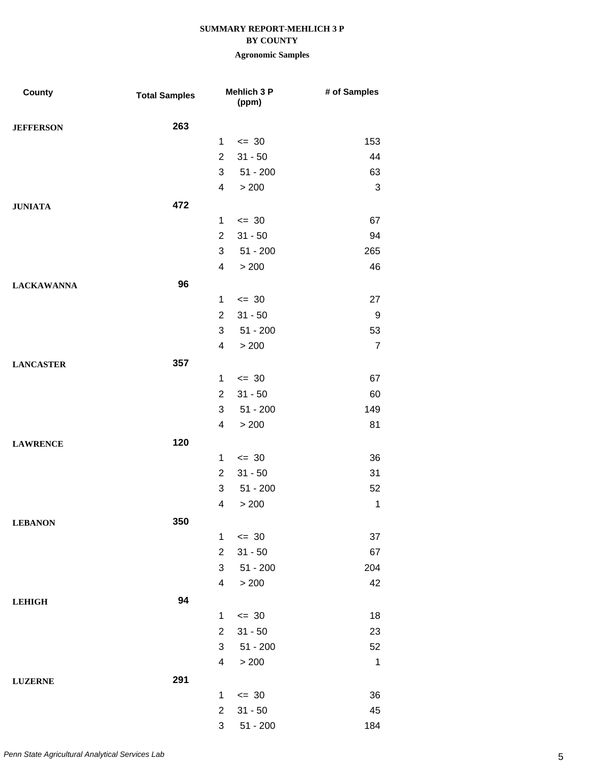**SUMMARY REPORT-MEHLICH 3 P**
**BY COUNTY**
**Agronomic Samples**

| County | Total Samples | | Mehlich 3 P (ppm) | # of Samples |
|---|---|---|---|---|
| **JEFFERSON** | **263** | | | |
| | | 1 | <= 30 | 153 |
| | | 2 | 31 - 50 | 44 |
| | | 3 | 51 - 200 | 63 |
| | | 4 | > 200 | 3 |
| **JUNIATA** | **472** | | | |
| | | 1 | <= 30 | 67 |
| | | 2 | 31 - 50 | 94 |
| | | 3 | 51 - 200 | 265 |
| | | 4 | > 200 | 46 |
| **LACKAWANNA** | **96** | | | |
| | | 1 | <= 30 | 27 |
| | | 2 | 31 - 50 | 9 |
| | | 3 | 51 - 200 | 53 |
| | | 4 | > 200 | 7 |
| **LANCASTER** | **357** | | | |
| | | 1 | <= 30 | 67 |
| | | 2 | 31 - 50 | 60 |
| | | 3 | 51 - 200 | 149 |
| | | 4 | > 200 | 81 |
| **LAWRENCE** | **120** | | | |
| | | 1 | <= 30 | 36 |
| | | 2 | 31 - 50 | 31 |
| | | 3 | 51 - 200 | 52 |
| | | 4 | > 200 | 1 |
| **LEBANON** | **350** | | | |
| | | 1 | <= 30 | 37 |
| | | 2 | 31 - 50 | 67 |
| | | 3 | 51 - 200 | 204 |
| | | 4 | > 200 | 42 |
| **LEHIGH** | **94** | | | |
| | | 1 | <= 30 | 18 |
| | | 2 | 31 - 50 | 23 |
| | | 3 | 51 - 200 | 52 |
| | | 4 | > 200 | 1 |
| **LUZERNE** | **291** | | | |
| | | 1 | <= 30 | 36 |
| | | 2 | 31 - 50 | 45 |
| | | 3 | 51 - 200 | 184 |

*Penn State Agricultural Analytical Services Lab*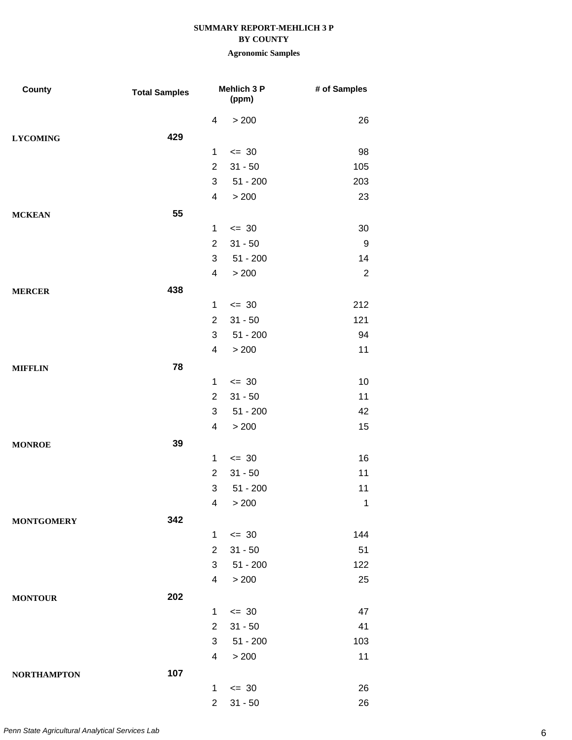**SUMMARY REPORT-MEHLICH 3 P**
**BY COUNTY**
**Agronomic Samples**

| County | Total Samples | Mehlich 3 P (ppm) | | # of Samples |
|---|---|---|---|---|
| | | 4 | > 200 | 26 |
| **LYCOMING** | **429** | | | |
| | | 1 | <= 30 | 98 |
| | | 2 | 31 - 50 | 105 |
| | | 3 | 51 - 200 | 203 |
| | | 4 | > 200 | 23 |
| **MCKEAN** | **55** | | | |
| | | 1 | <= 30 | 30 |
| | | 2 | 31 - 50 | 9 |
| | | 3 | 51 - 200 | 14 |
| | | 4 | > 200 | 2 |
| **MERCER** | **438** | | | |
| | | 1 | <= 30 | 212 |
| | | 2 | 31 - 50 | 121 |
| | | 3 | 51 - 200 | 94 |
| | | 4 | > 200 | 11 |
| **MIFFLIN** | **78** | | | |
| | | 1 | <= 30 | 10 |
| | | 2 | 31 - 50 | 11 |
| | | 3 | 51 - 200 | 42 |
| | | 4 | > 200 | 15 |
| **MONROE** | **39** | | | |
| | | 1 | <= 30 | 16 |
| | | 2 | 31 - 50 | 11 |
| | | 3 | 51 - 200 | 11 |
| | | 4 | > 200 | 1 |
| **MONTGOMERY** | **342** | | | |
| | | 1 | <= 30 | 144 |
| | | 2 | 31 - 50 | 51 |
| | | 3 | 51 - 200 | 122 |
| | | 4 | > 200 | 25 |
| **MONTOUR** | **202** | | | |
| | | 1 | <= 30 | 47 |
| | | 2 | 31 - 50 | 41 |
| | | 3 | 51 - 200 | 103 |
| | | 4 | > 200 | 11 |
| **NORTHAMPTON** | **107** | | | |
| | | 1 | <= 30 | 26 |
| | | 2 | 31 - 50 | 26 |

*Penn State Agricultural Analytical Services Lab*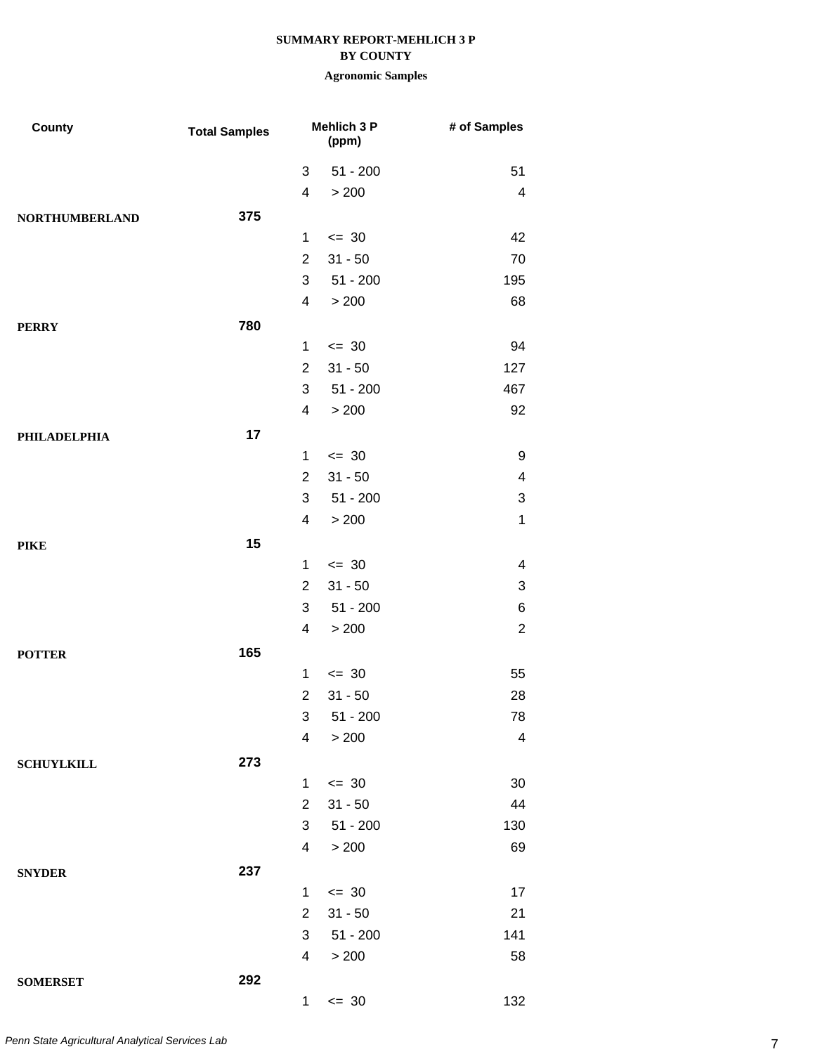**SUMMARY REPORT-MEHLICH 3 P**
**BY COUNTY**
**Agronomic Samples**

| County | Total Samples | | Mehlich 3 P (ppm) | # of Samples |
|---|---|---|---|---|
| | | 3 | 51 - 200 | 51 |
| | | 4 | > 200 | 4 |
| **NORTHUMBERLAND** | **375** | | | |
| | | 1 | <= 30 | 42 |
| | | 2 | 31 - 50 | 70 |
| | | 3 | 51 - 200 | 195 |
| | | 4 | > 200 | 68 |
| **PERRY** | **780** | | | |
| | | 1 | <= 30 | 94 |
| | | 2 | 31 - 50 | 127 |
| | | 3 | 51 - 200 | 467 |
| | | 4 | > 200 | 92 |
| **PHILADELPHIA** | **17** | | | |
| | | 1 | <= 30 | 9 |
| | | 2 | 31 - 50 | 4 |
| | | 3 | 51 - 200 | 3 |
| | | 4 | > 200 | 1 |
| **PIKE** | **15** | | | |
| | | 1 | <= 30 | 4 |
| | | 2 | 31 - 50 | 3 |
| | | 3 | 51 - 200 | 6 |
| | | 4 | > 200 | 2 |
| **POTTER** | **165** | | | |
| | | 1 | <= 30 | 55 |
| | | 2 | 31 - 50 | 28 |
| | | 3 | 51 - 200 | 78 |
| | | 4 | > 200 | 4 |
| **SCHUYLKILL** | **273** | | | |
| | | 1 | <= 30 | 30 |
| | | 2 | 31 - 50 | 44 |
| | | 3 | 51 - 200 | 130 |
| | | 4 | > 200 | 69 |
| **SNYDER** | **237** | | | |
| | | 1 | <= 30 | 17 |
| | | 2 | 31 - 50 | 21 |
| | | 3 | 51 - 200 | 141 |
| | | 4 | > 200 | 58 |
| **SOMERSET** | **292** | | | |
| | | 1 | <= 30 | 132 |

*Penn State Agricultural Analytical Services Lab*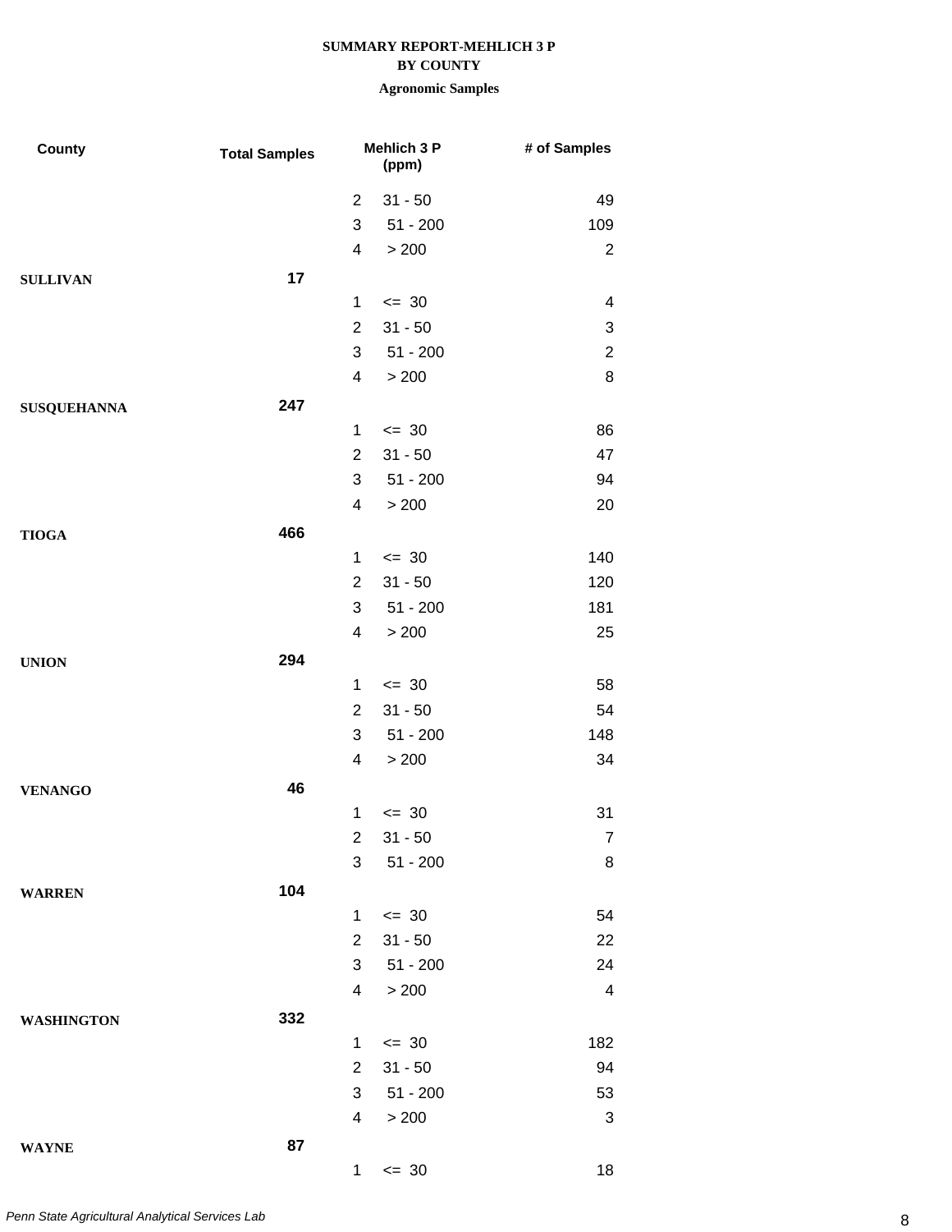**SUMMARY REPORT-MEHLICH 3 P**
**BY COUNTY**
**Agronomic Samples**

| County | Total Samples | Mehlich 3 P (ppm) | | # of Samples |
|---|---|---|---|---|
| | | 2 | 31 - 50 | 49 |
| | | 3 | 51 - 200 | 109 |
| | | 4 | > 200 | 2 |
| **SULLIVAN** | **17** | | | |
| | | 1 | <= 30 | 4 |
| | | 2 | 31 - 50 | 3 |
| | | 3 | 51 - 200 | 2 |
| | | 4 | > 200 | 8 |
| **SUSQUEHANNA** | **247** | | | |
| | | 1 | <= 30 | 86 |
| | | 2 | 31 - 50 | 47 |
| | | 3 | 51 - 200 | 94 |
| | | 4 | > 200 | 20 |
| **TIOGA** | **466** | | | |
| | | 1 | <= 30 | 140 |
| | | 2 | 31 - 50 | 120 |
| | | 3 | 51 - 200 | 181 |
| | | 4 | > 200 | 25 |
| **UNION** | **294** | | | |
| | | 1 | <= 30 | 58 |
| | | 2 | 31 - 50 | 54 |
| | | 3 | 51 - 200 | 148 |
| | | 4 | > 200 | 34 |
| **VENANGO** | **46** | | | |
| | | 1 | <= 30 | 31 |
| | | 2 | 31 - 50 | 7 |
| | | 3 | 51 - 200 | 8 |
| **WARREN** | **104** | | | |
| | | 1 | <= 30 | 54 |
| | | 2 | 31 - 50 | 22 |
| | | 3 | 51 - 200 | 24 |
| | | 4 | > 200 | 4 |
| **WASHINGTON** | **332** | | | |
| | | 1 | <= 30 | 182 |
| | | 2 | 31 - 50 | 94 |
| | | 3 | 51 - 200 | 53 |
| | | 4 | > 200 | 3 |
| **WAYNE** | **87** | | | |
| | | 1 | <= 30 | 18 |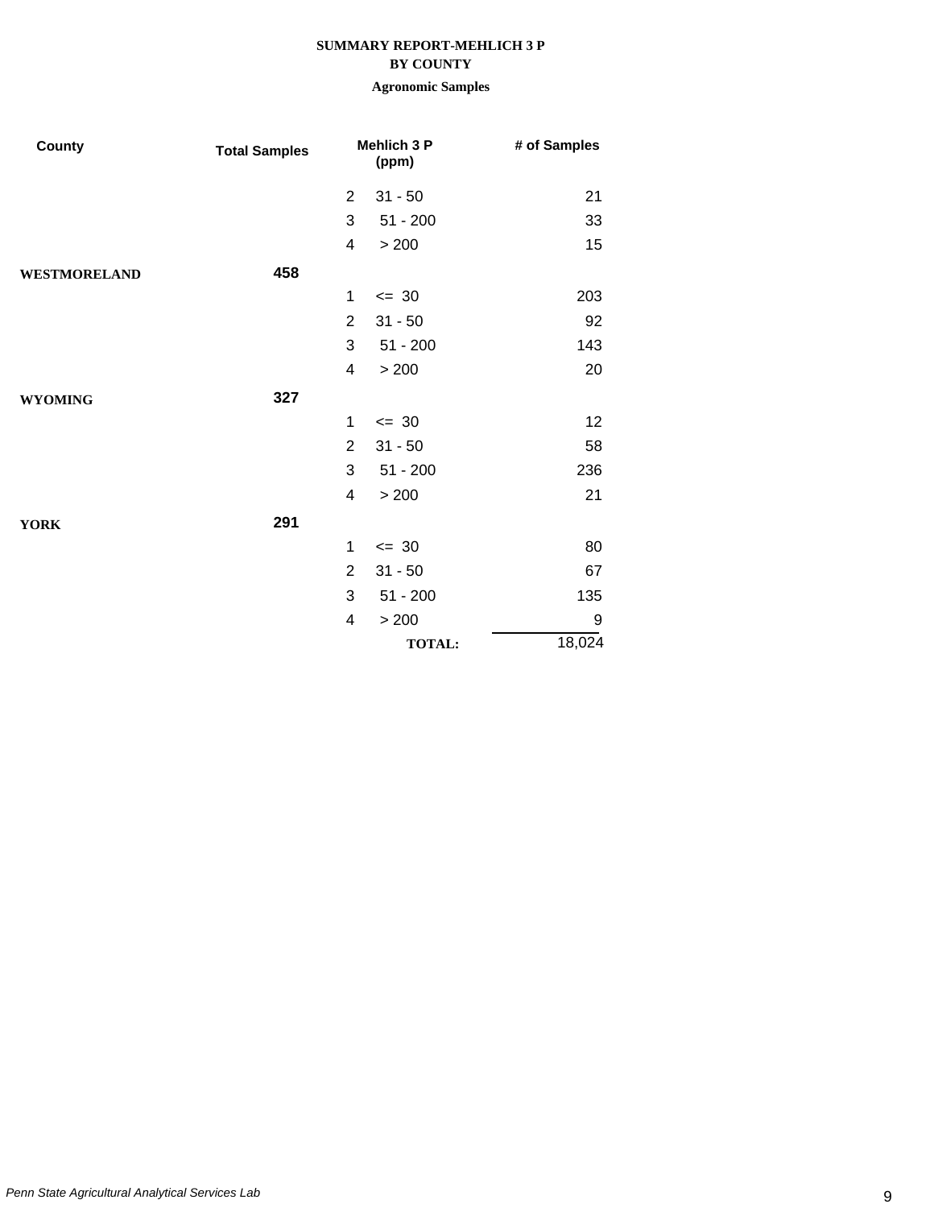**SUMMARY REPORT-MEHLICH 3 P**
**BY COUNTY**
**Agronomic Samples**

| County | Total Samples | Mehlich 3 P (ppm) | | # of Samples |
|---|---|---|---|---|
| | | 2 | 31 - 50 | 21 |
| | | 3 | 51 - 200 | 33 |
| | | 4 | > 200 | 15 |
| **WESTMORELAND** | **458** | | | |
| | | 1 | <= 30 | 203 |
| | | 2 | 31 - 50 | 92 |
| | | 3 | 51 - 200 | 143 |
| | | 4 | > 200 | 20 |
| **WYOMING** | **327** | | | |
| | | 1 | <= 30 | 12 |
| | | 2 | 31 - 50 | 58 |
| | | 3 | 51 - 200 | 236 |
| | | 4 | > 200 | 21 |
| **YORK** | **291** | | | |
| | | 1 | <= 30 | 80 |
| | | 2 | 31 - 50 | 67 |
| | | 3 | 51 - 200 | 135 |
| | | 4 | > 200 | 9 |
| | | | **TOTAL:** | 18,024 |

*Penn State Agricultural Analytical Services Lab*